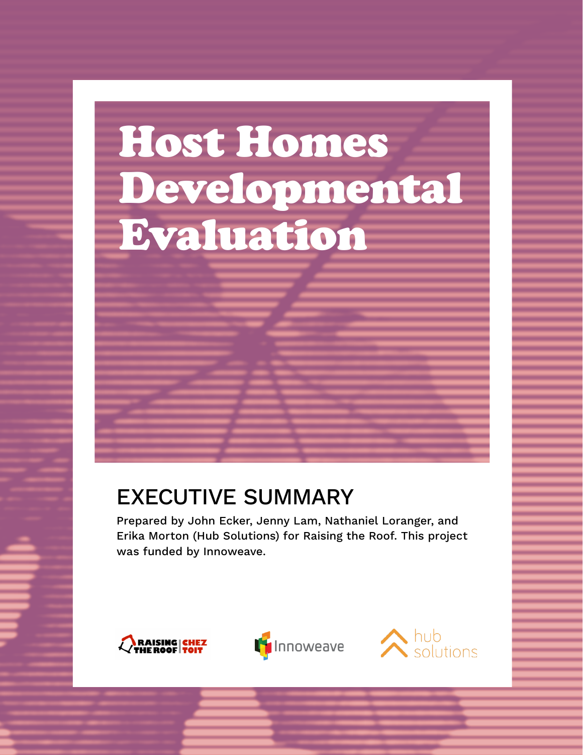# Host Homes Developmental Evaluation

## EXECUTIVE SUMMARY

Prepared by John Ecker, Jenny Lam, Nathaniel Loranger, and Erika Morton (Hub Solutions) for Raising the Roof. This project was funded by Innoweave.

RAISING THE ROOF | CHEZ TOIT

Innoweave

hub solutions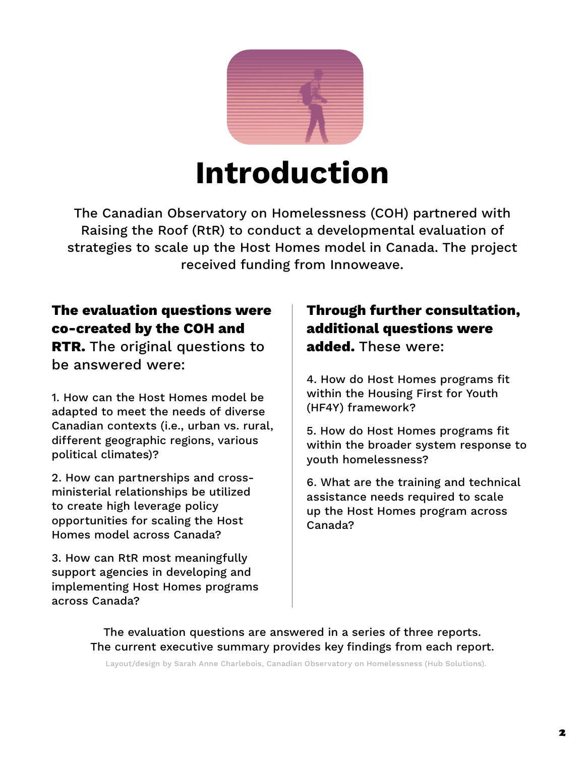# Introduction

The Canadian Observatory on Homelessness (COH) partnered with Raising the Roof (RtR) to conduct a developmental evaluation of strategies to scale up the Host Homes model in Canada. The project received funding from Innoweave.

**The evaluation questions were co-created by the COH and RTR.** The original questions to be answered were:

1. How can the Host Homes model be adapted to meet the needs of diverse Canadian contexts (i.e., urban vs. rural, different geographic regions, various political climates)?

2. How can partnerships and cross-ministerial relationships be utilized to create high leverage policy opportunities for scaling the Host Homes model across Canada?

3. How can RtR most meaningfully support agencies in developing and implementing Host Homes programs across Canada?

**Through further consultation, additional questions were added.** These were:

4. How do Host Homes programs fit within the Housing First for Youth (HF4Y) framework?

5. How do Host Homes programs fit within the broader system response to youth homelessness?

6. What are the training and technical assistance needs required to scale up the Host Homes program across Canada?

The evaluation questions are answered in a series of three reports. The current executive summary provides key findings from each report.

Layout/design by Sarah Anne Charlebois, Canadian Observatory on Homelessness (Hub Solutions).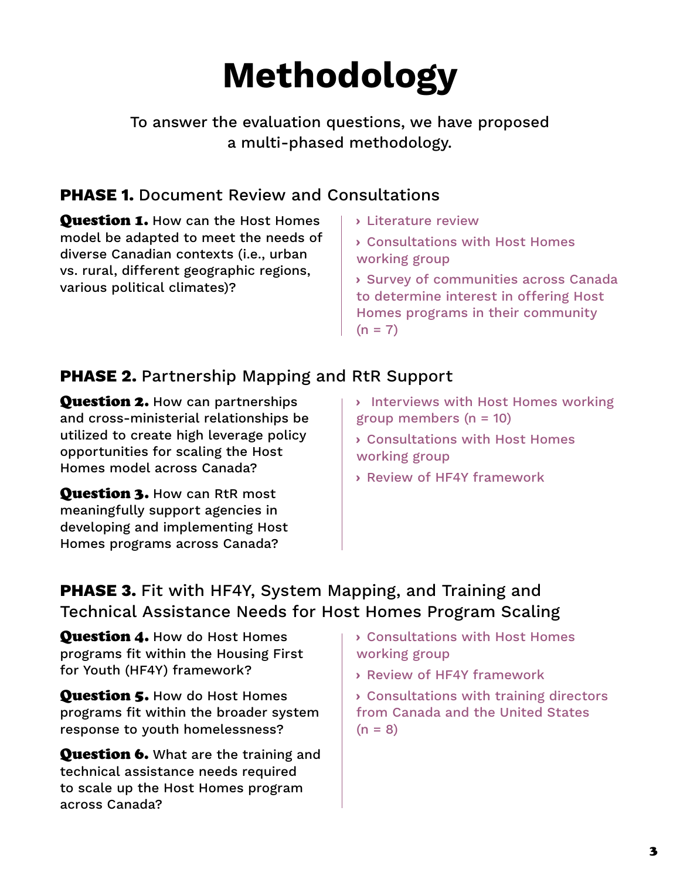# Methodology

To answer the evaluation questions, we have proposed a multi-phased methodology.

## PHASE 1. Document Review and Consultations

**Question 1.** How can the Host Homes model be adapted to meet the needs of diverse Canadian contexts (i.e., urban vs. rural, different geographic regions, various political climates)?

- › Literature review
- › Consultations with Host Homes working group
- › Survey of communities across Canada to determine interest in offering Host Homes programs in their community (n = 7)

## PHASE 2. Partnership Mapping and RtR Support

**Question 2.** How can partnerships and cross-ministerial relationships be utilized to create high leverage policy opportunities for scaling the Host Homes model across Canada?

**Question 3.** How can RtR most meaningfully support agencies in developing and implementing Host Homes programs across Canada?

- › Interviews with Host Homes working group members (n = 10)
- › Consultations with Host Homes working group
- › Review of HF4Y framework

## PHASE 3. Fit with HF4Y, System Mapping, and Training and Technical Assistance Needs for Host Homes Program Scaling

**Question 4.** How do Host Homes programs fit within the Housing First for Youth (HF4Y) framework?

**Question 5.** How do Host Homes programs fit within the broader system response to youth homelessness?

**Question 6.** What are the training and technical assistance needs required to scale up the Host Homes program across Canada?

- › Consultations with Host Homes working group
- › Review of HF4Y framework
- › Consultations with training directors from Canada and the United States (n = 8)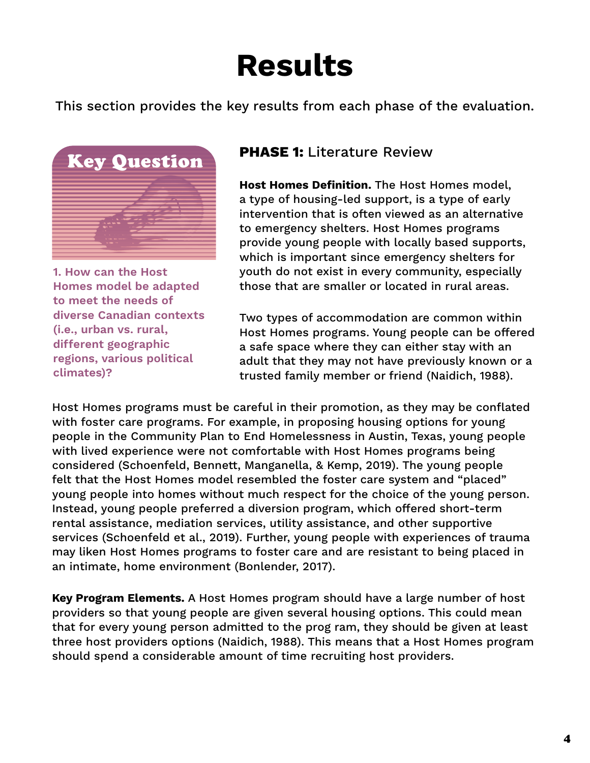# Results

This section provides the key results from each phase of the evaluation.

**Key Question**

**1. How can the Host Homes model be adapted to meet the needs of diverse Canadian contexts (i.e., urban vs. rural, different geographic regions, various political climates)?**

## PHASE 1: Literature Review

**Host Homes Definition.** The Host Homes model, a type of housing-led support, is a type of early intervention that is often viewed as an alternative to emergency shelters. Host Homes programs provide young people with locally based supports, which is important since emergency shelters for youth do not exist in every community, especially those that are smaller or located in rural areas.

Two types of accommodation are common within Host Homes programs. Young people can be offered a safe space where they can either stay with an adult that they may not have previously known or a trusted family member or friend (Naidich, 1988).

Host Homes programs must be careful in their promotion, as they may be conflated with foster care programs. For example, in proposing housing options for young people in the Community Plan to End Homelessness in Austin, Texas, young people with lived experience were not comfortable with Host Homes programs being considered (Schoenfeld, Bennett, Manganella, & Kemp, 2019). The young people felt that the Host Homes model resembled the foster care system and "placed" young people into homes without much respect for the choice of the young person. Instead, young people preferred a diversion program, which offered short-term rental assistance, mediation services, utility assistance, and other supportive services (Schoenfeld et al., 2019). Further, young people with experiences of trauma may liken Host Homes programs to foster care and are resistant to being placed in an intimate, home environment (Bonlender, 2017).

**Key Program Elements.** A Host Homes program should have a large number of host providers so that young people are given several housing options. This could mean that for every young person admitted to the prog ram, they should be given at least three host providers options (Naidich, 1988). This means that a Host Homes program should spend a considerable amount of time recruiting host providers.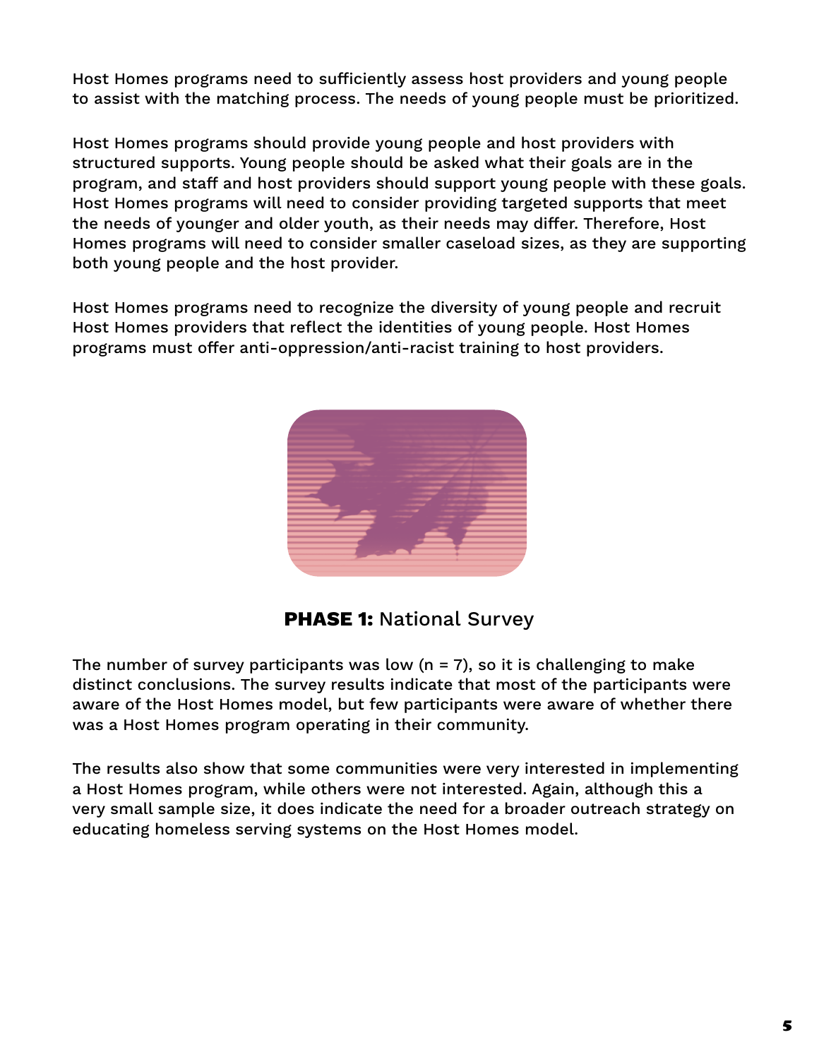Host Homes programs need to sufficiently assess host providers and young people to assist with the matching process. The needs of young people must be prioritized.

Host Homes programs should provide young people and host providers with structured supports. Young people should be asked what their goals are in the program, and staff and host providers should support young people with these goals. Host Homes programs will need to consider providing targeted supports that meet the needs of younger and older youth, as their needs may differ. Therefore, Host Homes programs will need to consider smaller caseload sizes, as they are supporting both young people and the host provider.

Host Homes programs need to recognize the diversity of young people and recruit Host Homes providers that reflect the identities of young people. Host Homes programs must offer anti-oppression/anti-racist training to host providers.

## **PHASE 1:** National Survey

The number of survey participants was low (n = 7), so it is challenging to make distinct conclusions. The survey results indicate that most of the participants were aware of the Host Homes model, but few participants were aware of whether there was a Host Homes program operating in their community.

The results also show that some communities were very interested in implementing a Host Homes program, while others were not interested. Again, although this a very small sample size, it does indicate the need for a broader outreach strategy on educating homeless serving systems on the Host Homes model.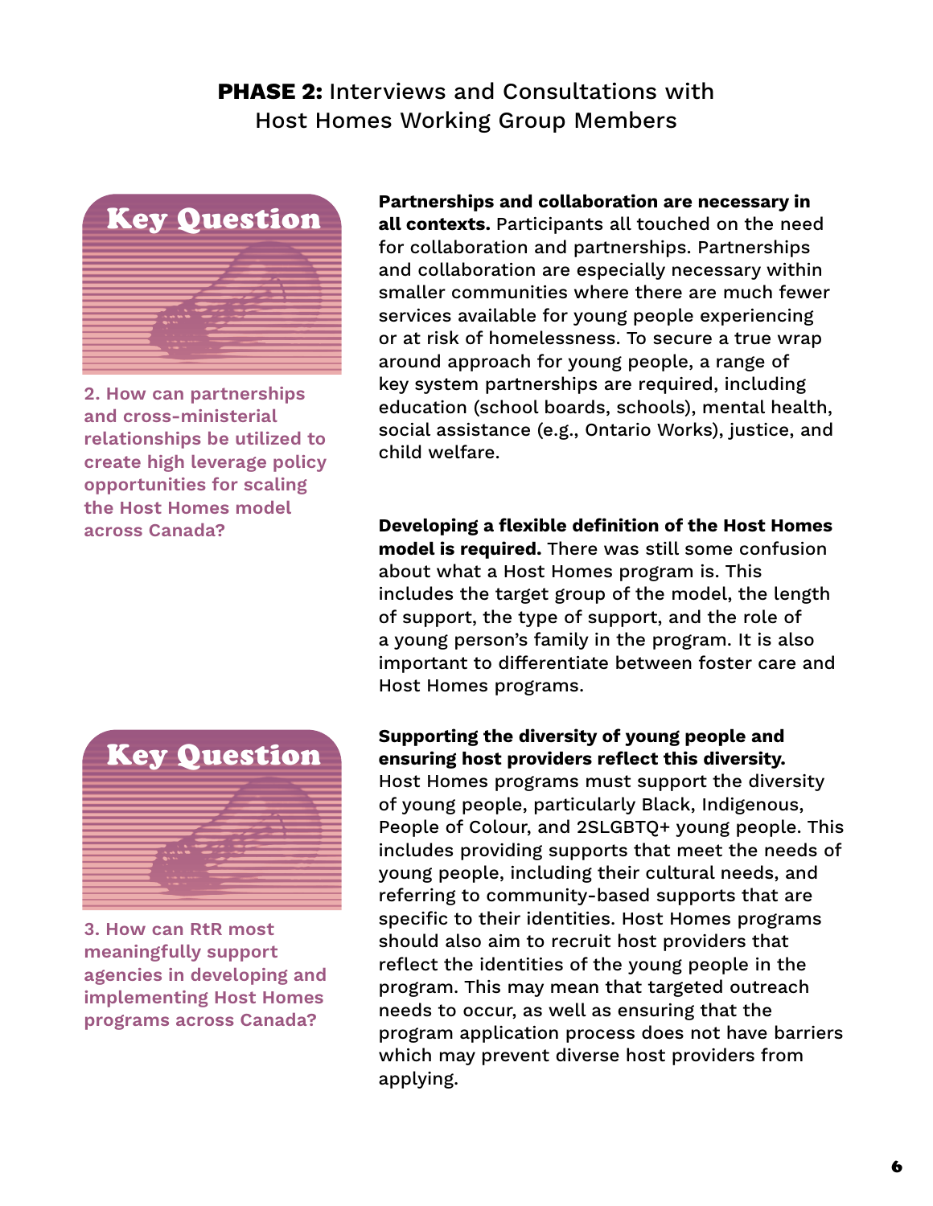## **PHASE 2:** Interviews and Consultations with Host Homes Working Group Members

**Key Question**

**2. How can partnerships and cross-ministerial relationships be utilized to create high leverage policy opportunities for scaling the Host Homes model across Canada?**

**Partnerships and collaboration are necessary in all contexts.** Participants all touched on the need for collaboration and partnerships. Partnerships and collaboration are especially necessary within smaller communities where there are much fewer services available for young people experiencing or at risk of homelessness. To secure a true wrap around approach for young people, a range of key system partnerships are required, including education (school boards, schools), mental health, social assistance (e.g., Ontario Works), justice, and child welfare.

**Developing a flexible definition of the Host Homes model is required.** There was still some confusion about what a Host Homes program is. This includes the target group of the model, the length of support, the type of support, and the role of a young person's family in the program. It is also important to differentiate between foster care and Host Homes programs.

**Key Question**

**3. How can RtR most meaningfully support agencies in developing and implementing Host Homes programs across Canada?**

**Supporting the diversity of young people and ensuring host providers reflect this diversity.** Host Homes programs must support the diversity of young people, particularly Black, Indigenous, People of Colour, and 2SLGBTQ+ young people. This includes providing supports that meet the needs of young people, including their cultural needs, and referring to community-based supports that are specific to their identities. Host Homes programs should also aim to recruit host providers that reflect the identities of the young people in the program. This may mean that targeted outreach needs to occur, as well as ensuring that the program application process does not have barriers which may prevent diverse host providers from applying.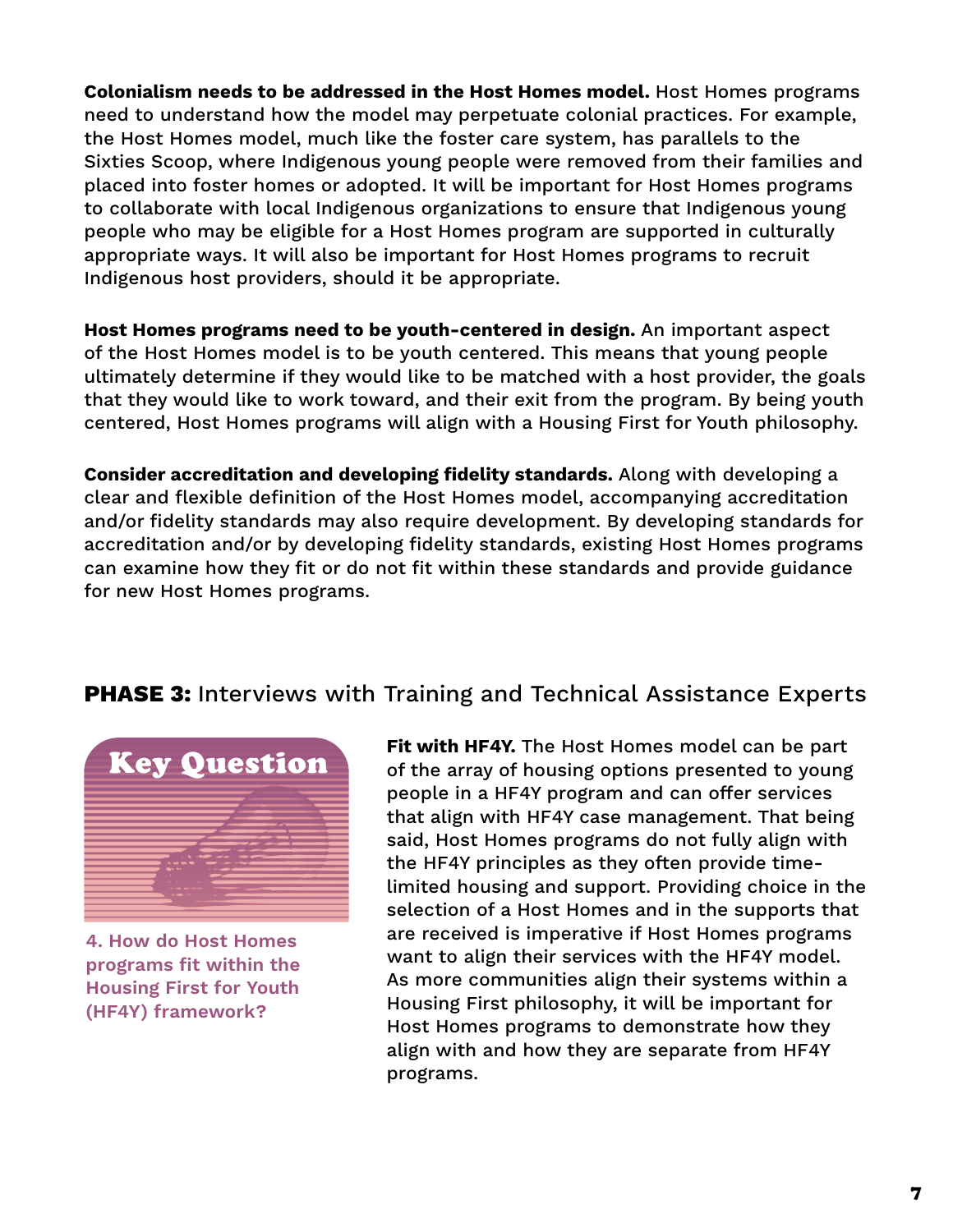**Colonialism needs to be addressed in the Host Homes model.** Host Homes programs need to understand how the model may perpetuate colonial practices. For example, the Host Homes model, much like the foster care system, has parallels to the Sixties Scoop, where Indigenous young people were removed from their families and placed into foster homes or adopted. It will be important for Host Homes programs to collaborate with local Indigenous organizations to ensure that Indigenous young people who may be eligible for a Host Homes program are supported in culturally appropriate ways. It will also be important for Host Homes programs to recruit Indigenous host providers, should it be appropriate.

**Host Homes programs need to be youth-centered in design.** An important aspect of the Host Homes model is to be youth centered. This means that young people ultimately determine if they would like to be matched with a host provider, the goals that they would like to work toward, and their exit from the program. By being youth centered, Host Homes programs will align with a Housing First for Youth philosophy.

**Consider accreditation and developing fidelity standards.** Along with developing a clear and flexible definition of the Host Homes model, accompanying accreditation and/or fidelity standards may also require development. By developing standards for accreditation and/or by developing fidelity standards, existing Host Homes programs can examine how they fit or do not fit within these standards and provide guidance for new Host Homes programs.

## **PHASE 3:** Interviews with Training and Technical Assistance Experts

**Key Question**

4. How do Host Homes programs fit within the Housing First for Youth (HF4Y) framework?

**Fit with HF4Y.** The Host Homes model can be part of the array of housing options presented to young people in a HF4Y program and can offer services that align with HF4Y case management. That being said, Host Homes programs do not fully align with the HF4Y principles as they often provide time-limited housing and support. Providing choice in the selection of a Host Homes and in the supports that are received is imperative if Host Homes programs want to align their services with the HF4Y model. As more communities align their systems within a Housing First philosophy, it will be important for Host Homes programs to demonstrate how they align with and how they are separate from HF4Y programs.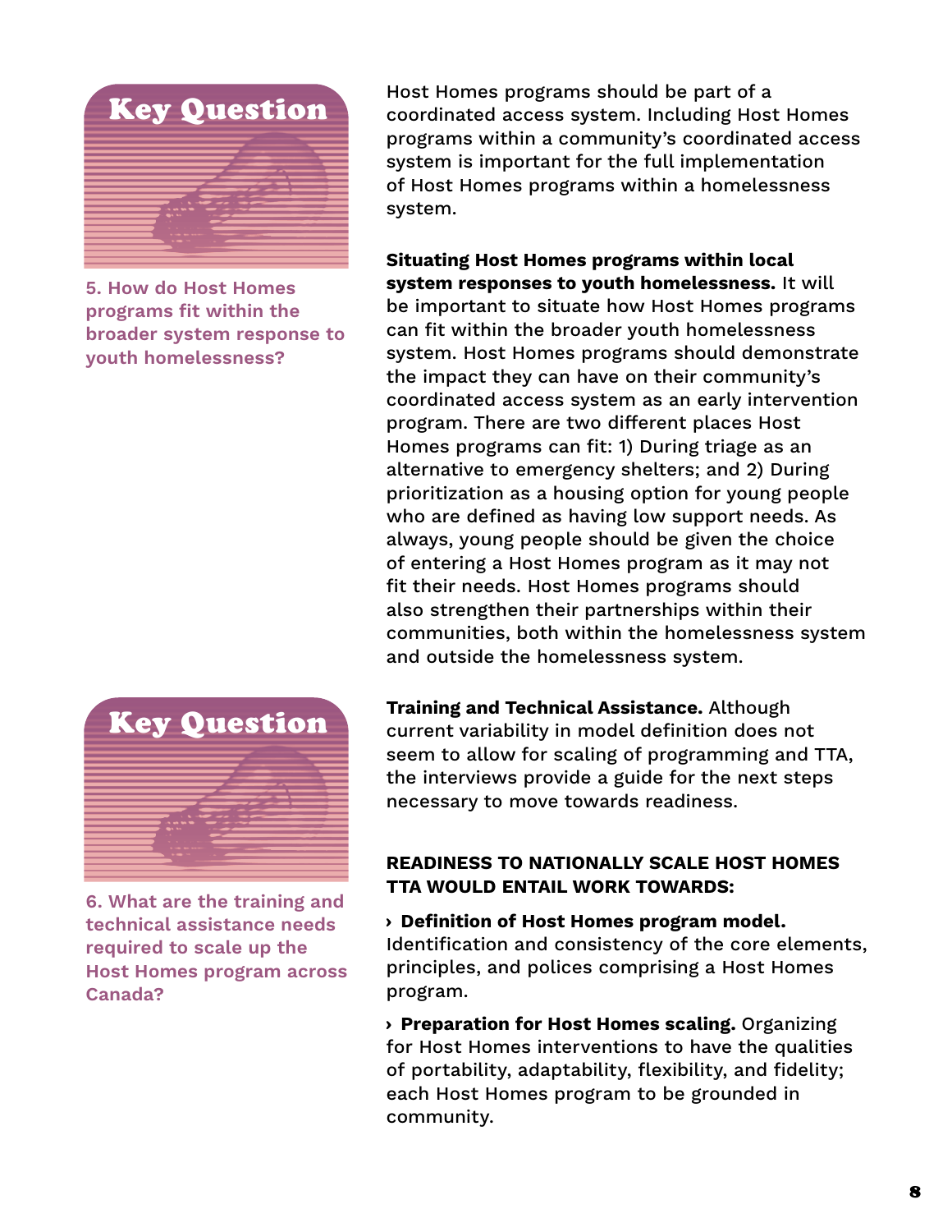**Key Question**

**5. How do Host Homes programs fit within the broader system response to youth homelessness?**

Host Homes programs should be part of a coordinated access system. Including Host Homes programs within a community's coordinated access system is important for the full implementation of Host Homes programs within a homelessness system.

**Situating Host Homes programs within local system responses to youth homelessness.** It will be important to situate how Host Homes programs can fit within the broader youth homelessness system. Host Homes programs should demonstrate the impact they can have on their community's coordinated access system as an early intervention program. There are two different places Host Homes programs can fit: 1) During triage as an alternative to emergency shelters; and 2) During prioritization as a housing option for young people who are defined as having low support needs. As always, young people should be given the choice of entering a Host Homes program as it may not fit their needs. Host Homes programs should also strengthen their partnerships within their communities, both within the homelessness system and outside the homelessness system.

**Key Question**

**6. What are the training and technical assistance needs required to scale up the Host Homes program across Canada?**

**Training and Technical Assistance.** Although current variability in model definition does not seem to allow for scaling of programming and TTA, the interviews provide a guide for the next steps necessary to move towards readiness.

**READINESS TO NATIONALLY SCALE HOST HOMES TTA WOULD ENTAIL WORK TOWARDS:**

› **Definition of Host Homes program model.** Identification and consistency of the core elements, principles, and polices comprising a Host Homes program.

› **Preparation for Host Homes scaling.** Organizing for Host Homes interventions to have the qualities of portability, adaptability, flexibility, and fidelity; each Host Homes program to be grounded in community.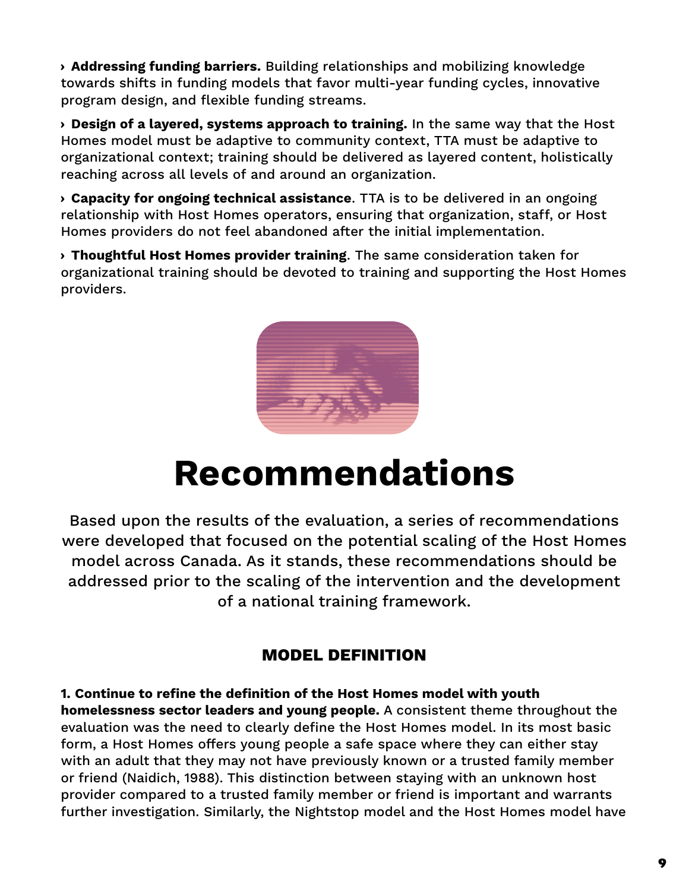› **Addressing funding barriers.** Building relationships and mobilizing knowledge towards shifts in funding models that favor multi-year funding cycles, innovative program design, and flexible funding streams.

› **Design of a layered, systems approach to training.** In the same way that the Host Homes model must be adaptive to community context, TTA must be adaptive to organizational context; training should be delivered as layered content, holistically reaching across all levels of and around an organization.

› **Capacity for ongoing technical assistance**. TTA is to be delivered in an ongoing relationship with Host Homes operators, ensuring that organization, staff, or Host Homes providers do not feel abandoned after the initial implementation.

› **Thoughtful Host Homes provider training**. The same consideration taken for organizational training should be devoted to training and supporting the Host Homes providers.

# Recommendations

Based upon the results of the evaluation, a series of recommendations were developed that focused on the potential scaling of the Host Homes model across Canada. As it stands, these recommendations should be addressed prior to the scaling of the intervention and the development of a national training framework.

## MODEL DEFINITION

**1. Continue to refine the definition of the Host Homes model with youth homelessness sector leaders and young people.** A consistent theme throughout the evaluation was the need to clearly define the Host Homes model. In its most basic form, a Host Homes offers young people a safe space where they can either stay with an adult that they may not have previously known or a trusted family member or friend (Naidich, 1988). This distinction between staying with an unknown host provider compared to a trusted family member or friend is important and warrants further investigation. Similarly, the Nightstop model and the Host Homes model have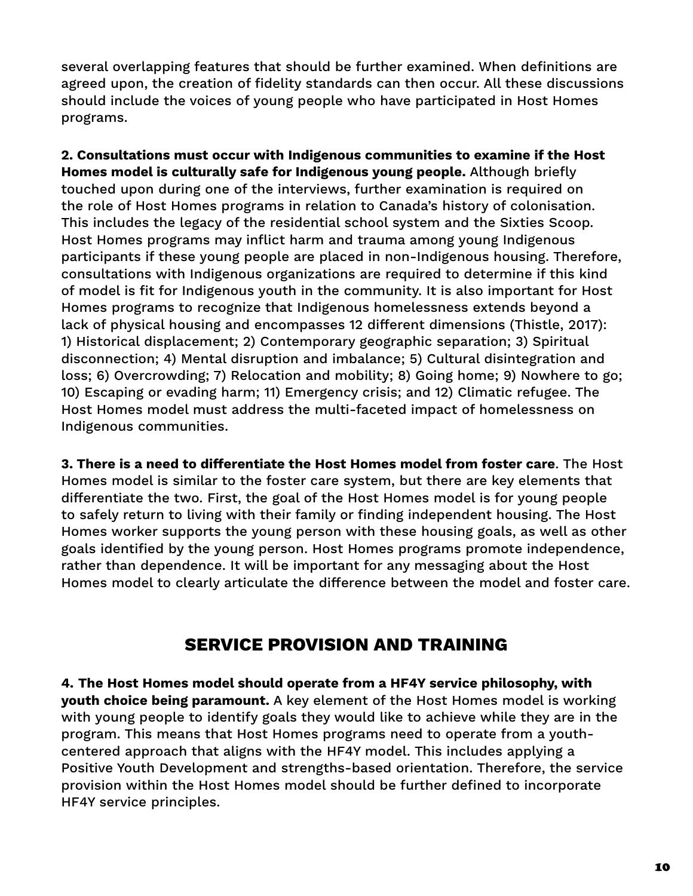several overlapping features that should be further examined. When definitions are agreed upon, the creation of fidelity standards can then occur. All these discussions should include the voices of young people who have participated in Host Homes programs.

**2. Consultations must occur with Indigenous communities to examine if the Host Homes model is culturally safe for Indigenous young people.** Although briefly touched upon during one of the interviews, further examination is required on the role of Host Homes programs in relation to Canada's history of colonisation. This includes the legacy of the residential school system and the Sixties Scoop. Host Homes programs may inflict harm and trauma among young Indigenous participants if these young people are placed in non-Indigenous housing. Therefore, consultations with Indigenous organizations are required to determine if this kind of model is fit for Indigenous youth in the community. It is also important for Host Homes programs to recognize that Indigenous homelessness extends beyond a lack of physical housing and encompasses 12 different dimensions (Thistle, 2017): 1) Historical displacement; 2) Contemporary geographic separation; 3) Spiritual disconnection; 4) Mental disruption and imbalance; 5) Cultural disintegration and loss; 6) Overcrowding; 7) Relocation and mobility; 8) Going home; 9) Nowhere to go; 10) Escaping or evading harm; 11) Emergency crisis; and 12) Climatic refugee. The Host Homes model must address the multi-faceted impact of homelessness on Indigenous communities.

**3. There is a need to differentiate the Host Homes model from foster care**. The Host Homes model is similar to the foster care system, but there are key elements that differentiate the two. First, the goal of the Host Homes model is for young people to safely return to living with their family or finding independent housing. The Host Homes worker supports the young person with these housing goals, as well as other goals identified by the young person. Host Homes programs promote independence, rather than dependence. It will be important for any messaging about the Host Homes model to clearly articulate the difference between the model and foster care.

## SERVICE PROVISION AND TRAINING

**4. The Host Homes model should operate from a HF4Y service philosophy, with youth choice being paramount.** A key element of the Host Homes model is working with young people to identify goals they would like to achieve while they are in the program. This means that Host Homes programs need to operate from a youth-centered approach that aligns with the HF4Y model. This includes applying a Positive Youth Development and strengths-based orientation. Therefore, the service provision within the Host Homes model should be further defined to incorporate HF4Y service principles.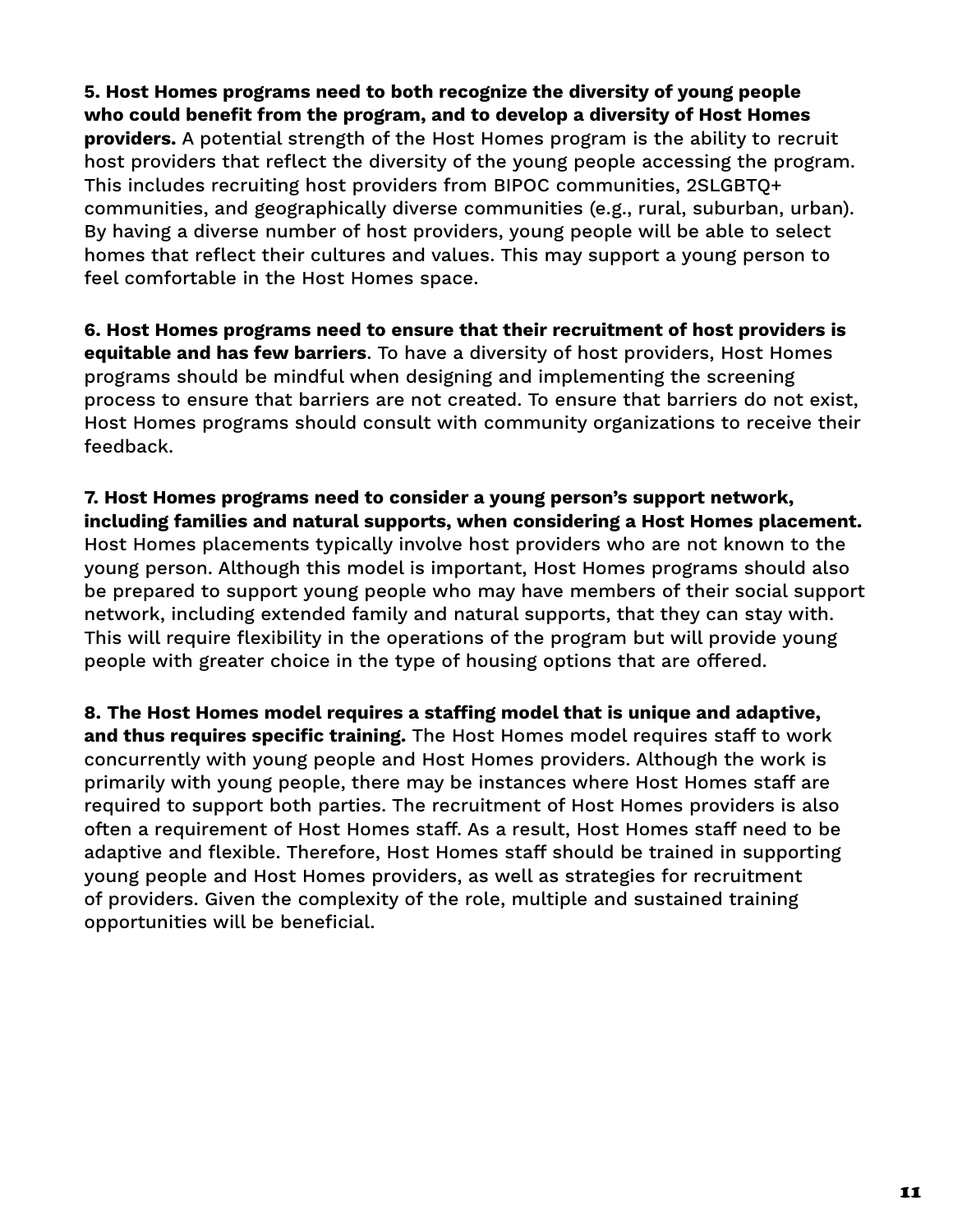**5. Host Homes programs need to both recognize the diversity of young people who could benefit from the program, and to develop a diversity of Host Homes providers.** A potential strength of the Host Homes program is the ability to recruit host providers that reflect the diversity of the young people accessing the program. This includes recruiting host providers from BIPOC communities, 2SLGBTQ+ communities, and geographically diverse communities (e.g., rural, suburban, urban). By having a diverse number of host providers, young people will be able to select homes that reflect their cultures and values. This may support a young person to feel comfortable in the Host Homes space.

**6. Host Homes programs need to ensure that their recruitment of host providers is equitable and has few barriers**. To have a diversity of host providers, Host Homes programs should be mindful when designing and implementing the screening process to ensure that barriers are not created. To ensure that barriers do not exist, Host Homes programs should consult with community organizations to receive their feedback.

**7. Host Homes programs need to consider a young person's support network, including families and natural supports, when considering a Host Homes placement.** Host Homes placements typically involve host providers who are not known to the young person. Although this model is important, Host Homes programs should also be prepared to support young people who may have members of their social support network, including extended family and natural supports, that they can stay with. This will require flexibility in the operations of the program but will provide young people with greater choice in the type of housing options that are offered.

**8. The Host Homes model requires a staffing model that is unique and adaptive, and thus requires specific training.** The Host Homes model requires staff to work concurrently with young people and Host Homes providers. Although the work is primarily with young people, there may be instances where Host Homes staff are required to support both parties. The recruitment of Host Homes providers is also often a requirement of Host Homes staff. As a result, Host Homes staff need to be adaptive and flexible. Therefore, Host Homes staff should be trained in supporting young people and Host Homes providers, as well as strategies for recruitment of providers. Given the complexity of the role, multiple and sustained training opportunities will be beneficial.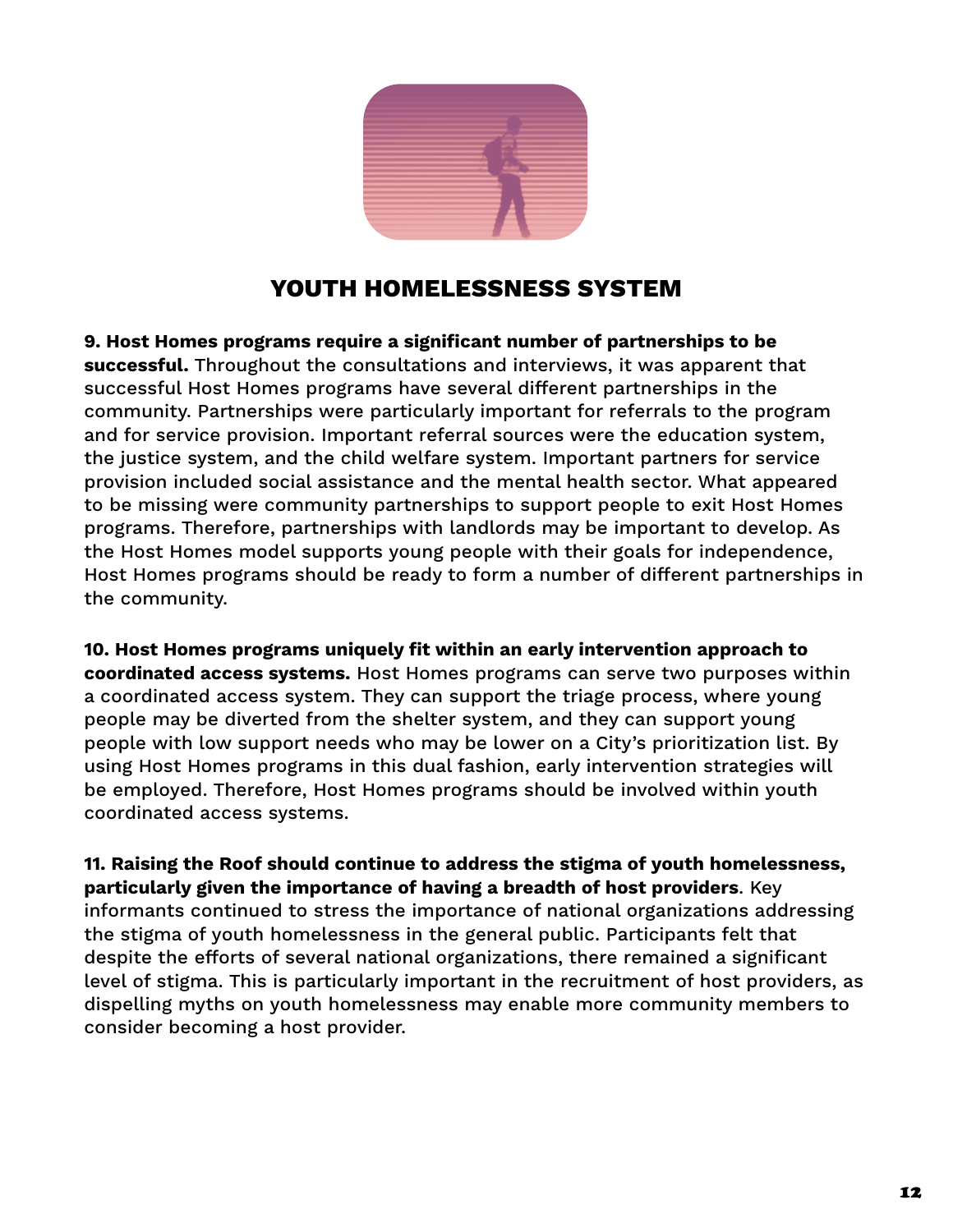# YOUTH HOMELESSNESS SYSTEM

**9. Host Homes programs require a significant number of partnerships to be successful.** Throughout the consultations and interviews, it was apparent that successful Host Homes programs have several different partnerships in the community. Partnerships were particularly important for referrals to the program and for service provision. Important referral sources were the education system, the justice system, and the child welfare system. Important partners for service provision included social assistance and the mental health sector. What appeared to be missing were community partnerships to support people to exit Host Homes programs. Therefore, partnerships with landlords may be important to develop. As the Host Homes model supports young people with their goals for independence, Host Homes programs should be ready to form a number of different partnerships in the community.

**10. Host Homes programs uniquely fit within an early intervention approach to coordinated access systems.** Host Homes programs can serve two purposes within a coordinated access system. They can support the triage process, where young people may be diverted from the shelter system, and they can support young people with low support needs who may be lower on a City's prioritization list. By using Host Homes programs in this dual fashion, early intervention strategies will be employed. Therefore, Host Homes programs should be involved within youth coordinated access systems.

**11. Raising the Roof should continue to address the stigma of youth homelessness, particularly given the importance of having a breadth of host providers**. Key informants continued to stress the importance of national organizations addressing the stigma of youth homelessness in the general public. Participants felt that despite the efforts of several national organizations, there remained a significant level of stigma. This is particularly important in the recruitment of host providers, as dispelling myths on youth homelessness may enable more community members to consider becoming a host provider.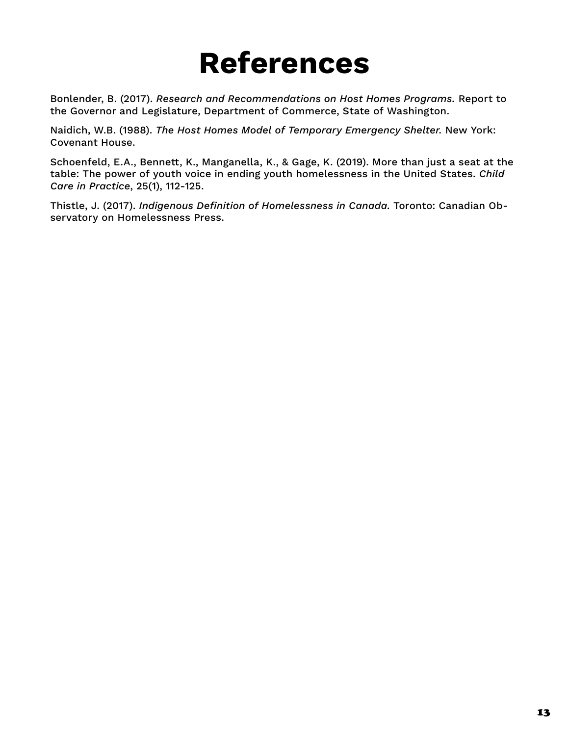# References

Bonlender, B. (2017). *Research and Recommendations on Host Homes Programs.* Report to the Governor and Legislature, Department of Commerce, State of Washington.

Naidich, W.B. (1988). *The Host Homes Model of Temporary Emergency Shelter.* New York: Covenant House.

Schoenfeld, E.A., Bennett, K., Manganella, K., & Gage, K. (2019). More than just a seat at the table: The power of youth voice in ending youth homelessness in the United States. *Child Care in Practice*, 25(1), 112-125.

Thistle, J. (2017). *Indigenous Definition of Homelessness in Canada*. Toronto: Canadian Observatory on Homelessness Press.